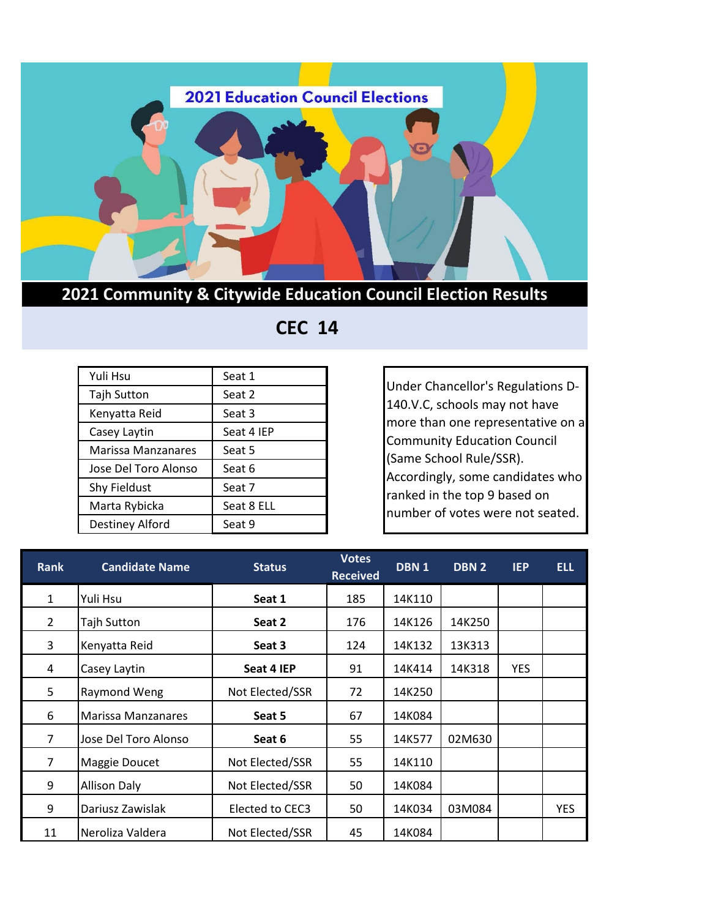2021 Education Council Elections

# 2021 Community & Citywide Education Council Election Results

## CEC 14

| | |
|---|---|
| Yuli Hsu | Seat 1 |
| Tajh Sutton | Seat 2 |
| Kenyatta Reid | Seat 3 |
| Casey Laytin | Seat 4 IEP |
| Marissa Manzanares | Seat 5 |
| Jose Del Toro Alonso | Seat 6 |
| Shy Fieldust | Seat 7 |
| Marta Rybicka | Seat 8 ELL |
| Destiney Alford | Seat 9 |

Under Chancellor's Regulations D-140.V.C, schools may not have more than one representative on a Community Education Council (Same School Rule/SSR). Accordingly, some candidates who ranked in the top 9 based on number of votes were not seated.

| Rank | Candidate Name | Status | Votes Received | DBN 1 | DBN 2 | IEP | ELL |
|---|---|---|---|---|---|---|---|
| 1 | Yuli Hsu | **Seat 1** | 185 | 14K110 | | | |
| 2 | Tajh Sutton | **Seat 2** | 176 | 14K126 | 14K250 | | |
| 3 | Kenyatta Reid | **Seat 3** | 124 | 14K132 | 13K313 | | |
| 4 | Casey Laytin | **Seat 4 IEP** | 91 | 14K414 | 14K318 | YES | |
| 5 | Raymond Weng | Not Elected/SSR | 72 | 14K250 | | | |
| 6 | Marissa Manzanares | **Seat 5** | 67 | 14K084 | | | |
| 7 | Jose Del Toro Alonso | **Seat 6** | 55 | 14K577 | 02M630 | | |
| 7 | Maggie Doucet | Not Elected/SSR | 55 | 14K110 | | | |
| 9 | Allison Daly | Not Elected/SSR | 50 | 14K084 | | | |
| 9 | Dariusz Zawislak | Elected to CEC3 | 50 | 14K034 | 03M084 | | YES |
| 11 | Neroliza Valdera | Not Elected/SSR | 45 | 14K084 | | | |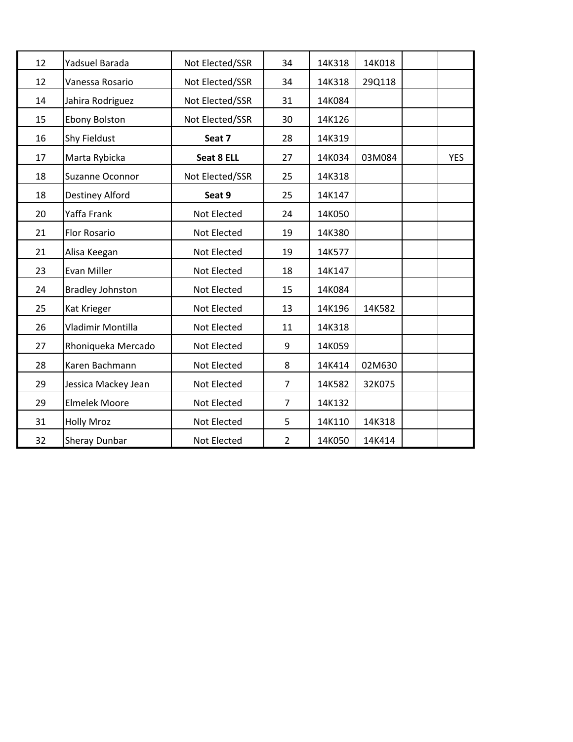| | | | | | | | |
|---|---|---|---|---|---|---|---|
| 12 | Yadsuel Barada | Not Elected/SSR | 34 | 14K318 | 14K018 | | |
| 12 | Vanessa Rosario | Not Elected/SSR | 34 | 14K318 | 29Q118 | | |
| 14 | Jahira Rodriguez | Not Elected/SSR | 31 | 14K084 | | | |
| 15 | Ebony Bolston | Not Elected/SSR | 30 | 14K126 | | | |
| 16 | Shy Fieldust | **Seat 7** | 28 | 14K319 | | | |
| 17 | Marta Rybicka | **Seat 8 ELL** | 27 | 14K034 | 03M084 | | YES |
| 18 | Suzanne Oconnor | Not Elected/SSR | 25 | 14K318 | | | |
| 18 | Destiney Alford | **Seat 9** | 25 | 14K147 | | | |
| 20 | Yaffa Frank | Not Elected | 24 | 14K050 | | | |
| 21 | Flor Rosario | Not Elected | 19 | 14K380 | | | |
| 21 | Alisa Keegan | Not Elected | 19 | 14K577 | | | |
| 23 | Evan Miller | Not Elected | 18 | 14K147 | | | |
| 24 | Bradley Johnston | Not Elected | 15 | 14K084 | | | |
| 25 | Kat Krieger | Not Elected | 13 | 14K196 | 14K582 | | |
| 26 | Vladimir Montilla | Not Elected | 11 | 14K318 | | | |
| 27 | Rhoniqueka Mercado | Not Elected | 9 | 14K059 | | | |
| 28 | Karen Bachmann | Not Elected | 8 | 14K414 | 02M630 | | |
| 29 | Jessica Mackey Jean | Not Elected | 7 | 14K582 | 32K075 | | |
| 29 | Elmelek Moore | Not Elected | 7 | 14K132 | | | |
| 31 | Holly Mroz | Not Elected | 5 | 14K110 | 14K318 | | |
| 32 | Sheray Dunbar | Not Elected | 2 | 14K050 | 14K414 | | |